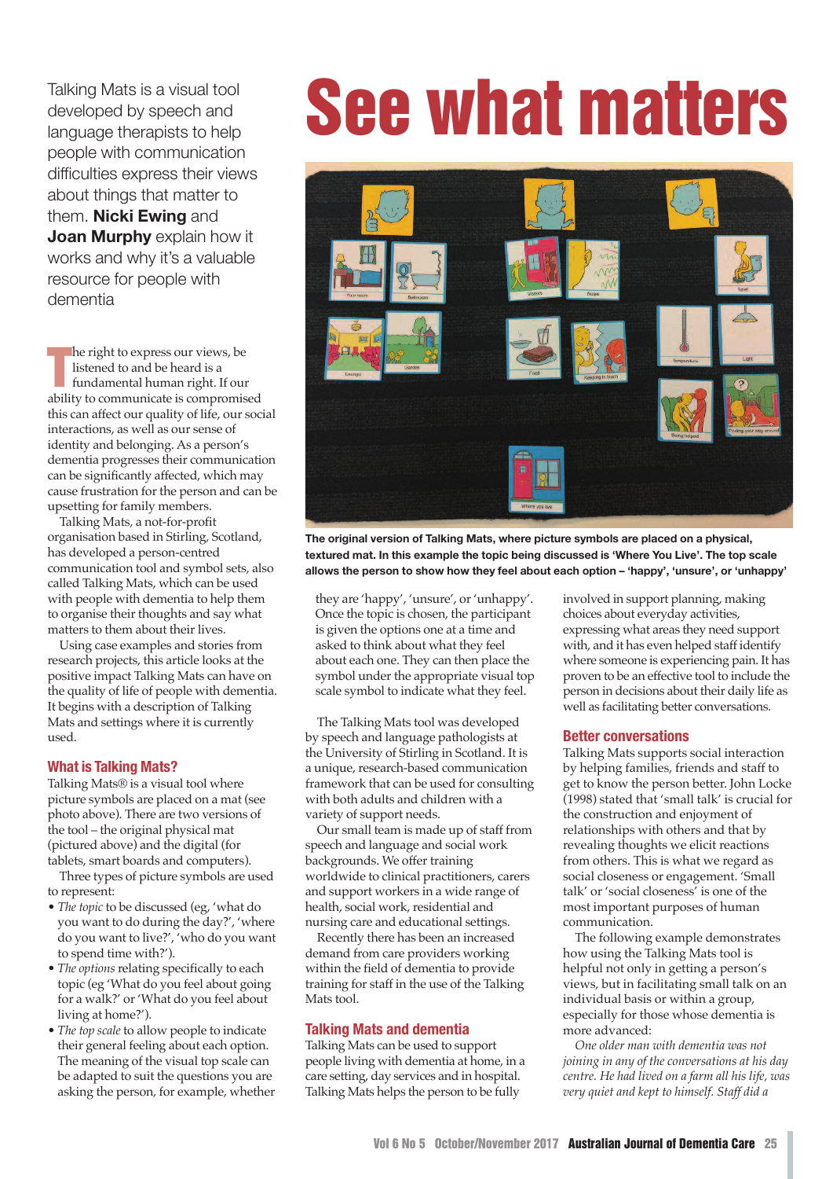# See what matters

Talking Mats is a visual tool developed by speech and language therapists to help people with communication difficulties express their views about things that matter to them. **Nicki Ewing** and **Joan Murphy** explain how it works and why it's a valuable resource for people with dementia

The right to express our views, be listened to and be heard is a fundamental human right. If our ability to communicate is compromised this can affect our quality of life, our social interactions, as well as our sense of identity and belonging. As a person's dementia progresses their communication can be significantly affected, which may cause frustration for the person and can be upsetting for family members.

Talking Mats, a not-for-profit organisation based in Stirling, Scotland, has developed a person-centred communication tool and symbol sets, also called Talking Mats, which can be used with people with dementia to help them to organise their thoughts and say what matters to them about their lives.

Using case examples and stories from research projects, this article looks at the positive impact Talking Mats can have on the quality of life of people with dementia. It begins with a description of Talking Mats and settings where it is currently used.

The original version of Talking Mats, where picture symbols are placed on a physical, textured mat. In this example the topic being discussed is 'Where You Live'. The top scale allows the person to show how they feel about each option – 'happy', 'unsure', or 'unhappy'

## What is Talking Mats?

Talking Mats® is a visual tool where picture symbols are placed on a mat (see photo above). There are two versions of the tool – the original physical mat (pictured above) and the digital (for tablets, smart boards and computers).

Three types of picture symbols are used to represent:

- *The topic* to be discussed (eg, 'what do you want to do during the day?', 'where do you want to live?', 'who do you want to spend time with?').
- *The options* relating specifically to each topic (eg 'What do you feel about going for a walk?' or 'What do you feel about living at home?').
- *The top scale* to allow people to indicate their general feeling about each option. The meaning of the visual top scale can be adapted to suit the questions you are asking the person, for example, whether they are 'happy', 'unsure', or 'unhappy'. Once the topic is chosen, the participant is given the options one at a time and asked to think about what they feel about each one. They can then place the symbol under the appropriate visual top scale symbol to indicate what they feel.

The Talking Mats tool was developed by speech and language pathologists at the University of Stirling in Scotland. It is a unique, research-based communication framework that can be used for consulting with both adults and children with a variety of support needs.

Our small team is made up of staff from speech and language and social work backgrounds. We offer training worldwide to clinical practitioners, carers and support workers in a wide range of health, social work, residential and nursing care and educational settings.

Recently there has been an increased demand from care providers working within the field of dementia to provide training for staff in the use of the Talking Mats tool.

## Talking Mats and dementia

Talking Mats can be used to support people living with dementia at home, in a care setting, day services and in hospital. Talking Mats helps the person to be fully involved in support planning, making choices about everyday activities, expressing what areas they need support with, and it has even helped staff identify where someone is experiencing pain. It has proven to be an effective tool to include the person in decisions about their daily life as well as facilitating better conversations.

## Better conversations

Talking Mats supports social interaction by helping families, friends and staff to get to know the person better. John Locke (1998) stated that 'small talk' is crucial for the construction and enjoyment of relationships with others and that by revealing thoughts we elicit reactions from others. This is what we regard as social closeness or engagement. 'Small talk' or 'social closeness' is one of the most important purposes of human communication.

The following example demonstrates how using the Talking Mats tool is helpful not only in getting a person's views, but in facilitating small talk on an individual basis or within a group, especially for those whose dementia is more advanced:

*One older man with dementia was not joining in any of the conversations at his day centre. He had lived on a farm all his life, was very quiet and kept to himself. Staff did a*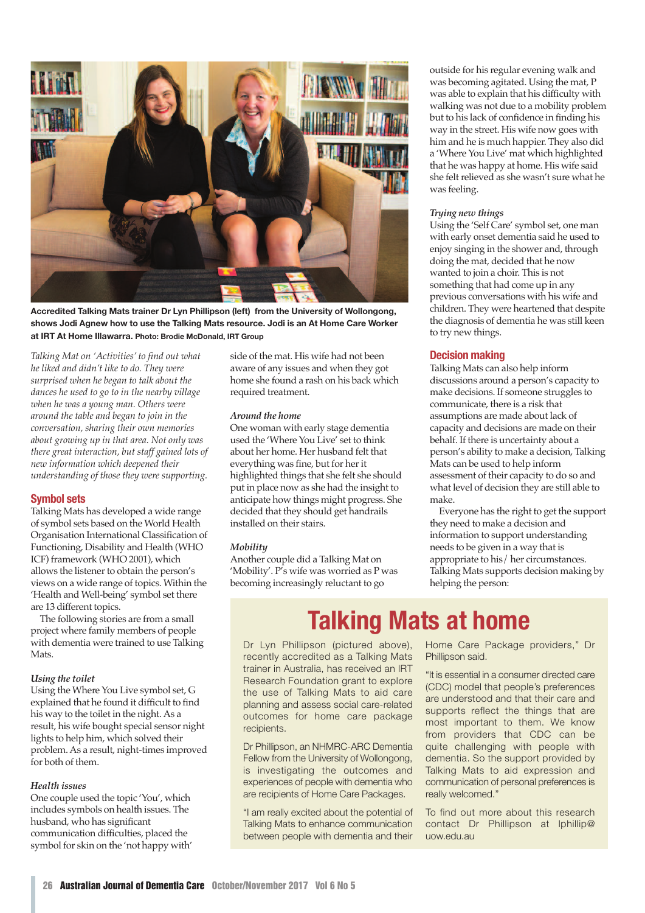Accredited Talking Mats trainer Dr Lyn Phillipson (left) from the University of Wollongong, shows Jodi Agnew how to use the Talking Mats resource. Jodi is an At Home Care Worker at IRT At Home Illawarra. Photo: Brodie McDonald, IRT Group

*Talking Mat on 'Activities' to find out what he liked and didn't like to do. They were surprised when he began to talk about the dances he used to go to in the nearby village when he was a young man. Others were around the table and began to join in the conversation, sharing their own memories about growing up in that area. Not only was there great interaction, but staff gained lots of new information which deepened their understanding of those they were supporting.*

## Symbol sets

Talking Mats has developed a wide range of symbol sets based on the World Health Organisation International Classification of Functioning, Disability and Health (WHO ICF) framework (WHO 2001), which allows the listener to obtain the person's views on a wide range of topics. Within the 'Health and Well-being' symbol set there are 13 different topics.

The following stories are from a small project where family members of people with dementia were trained to use Talking Mats.

*Using the toilet*

Using the Where You Live symbol set, G explained that he found it difficult to find his way to the toilet in the night. As a result, his wife bought special sensor night lights to help him, which solved their problem. As a result, night-times improved for both of them.

*Health issues*

One couple used the topic 'You', which includes symbols on health issues. The husband, who has significant communication difficulties, placed the symbol for skin on the 'not happy with' side of the mat. His wife had not been aware of any issues and when they got home she found a rash on his back which required treatment.

*Around the home*

One woman with early stage dementia used the 'Where You Live' set to think about her home. Her husband felt that everything was fine, but for her it highlighted things that she felt she should put in place now as she had the insight to anticipate how things might progress. She decided that they should get handrails installed on their stairs.

*Mobility*

Another couple did a Talking Mat on 'Mobility'. P's wife was worried as P was becoming increasingly reluctant to go outside for his regular evening walk and was becoming agitated. Using the mat, P was able to explain that his difficulty with walking was not due to a mobility problem but to his lack of confidence in finding his way in the street. His wife now goes with him and he is much happier. They also did a 'Where You Live' mat which highlighted that he was happy at home. His wife said she felt relieved as she wasn't sure what he was feeling.

*Trying new things*

Using the 'Self Care' symbol set, one man with early onset dementia said he used to enjoy singing in the shower and, through doing the mat, decided that he now wanted to join a choir. This is not something that had come up in any previous conversations with his wife and children. They were heartened that despite the diagnosis of dementia he was still keen to try new things.

## Decision making

Talking Mats can also help inform discussions around a person's capacity to make decisions. If someone struggles to communicate, there is a risk that assumptions are made about lack of capacity and decisions are made on their behalf. If there is uncertainty about a person's ability to make a decision, Talking Mats can be used to help inform assessment of their capacity to do so and what level of decision they are still able to make.

Everyone has the right to get the support they need to make a decision and information to support understanding needs to be given in a way that is appropriate to his/ her circumstances. Talking Mats supports decision making by helping the person:

# Talking Mats at home

Dr Lyn Phillipson (pictured above), recently accredited as a Talking Mats trainer in Australia, has received an IRT Research Foundation grant to explore the use of Talking Mats to aid care planning and assess social care-related outcomes for home care package recipients.

Dr Phillipson, an NHMRC-ARC Dementia Fellow from the University of Wollongong, is investigating the outcomes and experiences of people with dementia who are recipients of Home Care Packages.

"I am really excited about the potential of Talking Mats to enhance communication between people with dementia and their Home Care Package providers," Dr Phillipson said.

"It is essential in a consumer directed care (CDC) model that people's preferences are understood and that their care and supports reflect the things that are most important to them. We know from providers that CDC can be quite challenging with people with dementia. So the support provided by Talking Mats to aid expression and communication of personal preferences is really welcomed."

To find out more about this research contact Dr Phillipson at lphillip@uow.edu.au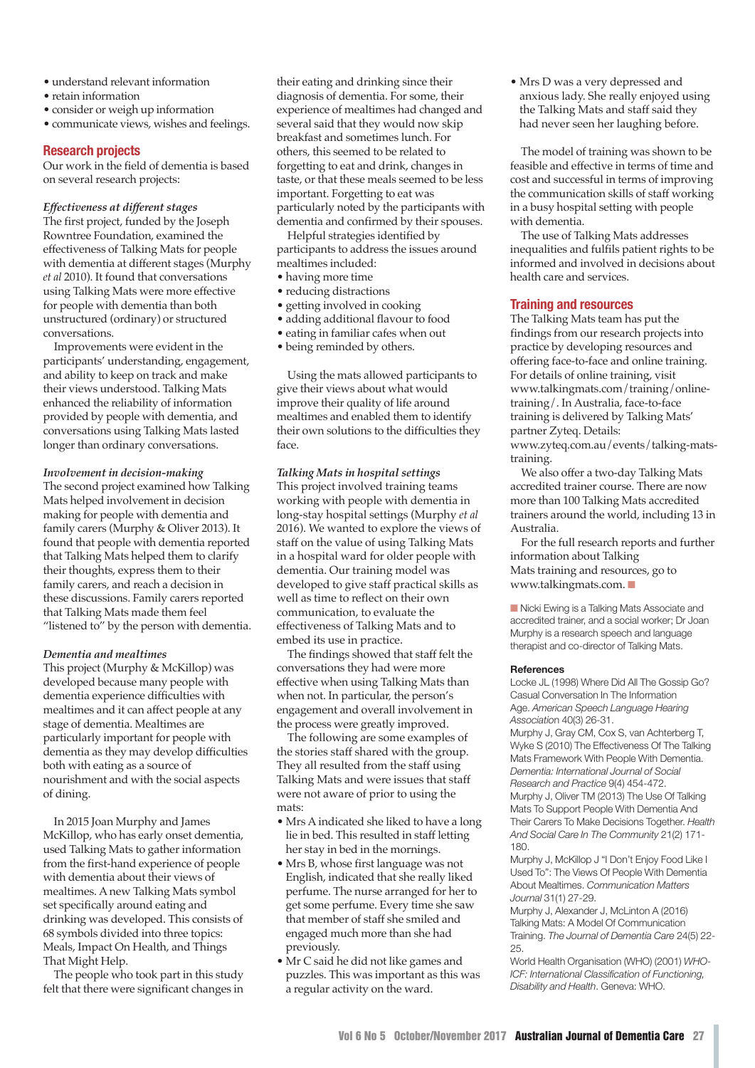- understand relevant information
- retain information
- consider or weigh up information
- communicate views, wishes and feelings.

## Research projects

Our work in the field of dementia is based on several research projects:

### *Effectiveness at different stages*

The first project, funded by the Joseph Rowntree Foundation, examined the effectiveness of Talking Mats for people with dementia at different stages (Murphy *et al* 2010). It found that conversations using Talking Mats were more effective for people with dementia than both unstructured (ordinary) or structured conversations.

Improvements were evident in the participants' understanding, engagement, and ability to keep on track and make their views understood. Talking Mats enhanced the reliability of information provided by people with dementia, and conversations using Talking Mats lasted longer than ordinary conversations.

### *Involvement in decision-making*

The second project examined how Talking Mats helped involvement in decision making for people with dementia and family carers (Murphy & Oliver 2013). It found that people with dementia reported that Talking Mats helped them to clarify their thoughts, express them to their family carers, and reach a decision in these discussions. Family carers reported that Talking Mats made them feel "listened to" by the person with dementia.

### *Dementia and mealtimes*

This project (Murphy & McKillop) was developed because many people with dementia experience difficulties with mealtimes and it can affect people at any stage of dementia. Mealtimes are particularly important for people with dementia as they may develop difficulties both with eating as a source of nourishment and with the social aspects of dining.

In 2015 Joan Murphy and James McKillop, who has early onset dementia, used Talking Mats to gather information from the first-hand experience of people with dementia about their views of mealtimes. A new Talking Mats symbol set specifically around eating and drinking was developed. This consists of 68 symbols divided into three topics: Meals, Impact On Health, and Things That Might Help.

The people who took part in this study felt that there were significant changes in their eating and drinking since their diagnosis of dementia. For some, their experience of mealtimes had changed and several said that they would now skip breakfast and sometimes lunch. For others, this seemed to be related to forgetting to eat and drink, changes in taste, or that these meals seemed to be less important. Forgetting to eat was particularly noted by the participants with dementia and confirmed by their spouses.

Helpful strategies identified by participants to address the issues around mealtimes included:

- having more time
- reducing distractions
- getting involved in cooking
- adding additional flavour to food
- eating in familiar cafes when out
- being reminded by others.

Using the mats allowed participants to give their views about what would improve their quality of life around mealtimes and enabled them to identify their own solutions to the difficulties they face.

### *Talking Mats in hospital settings*

This project involved training teams working with people with dementia in long-stay hospital settings (Murphy *et al* 2016). We wanted to explore the views of staff on the value of using Talking Mats in a hospital ward for older people with dementia. Our training model was developed to give staff practical skills as well as time to reflect on their own communication, to evaluate the effectiveness of Talking Mats and to embed its use in practice.

The findings showed that staff felt the conversations they had were more effective when using Talking Mats than when not. In particular, the person's engagement and overall involvement in the process were greatly improved.

The following are some examples of the stories staff shared with the group. They all resulted from the staff using Talking Mats and were issues that staff were not aware of prior to using the mats:

- Mrs A indicated she liked to have a long lie in bed. This resulted in staff letting her stay in bed in the mornings.
- Mrs B, whose first language was not English, indicated that she really liked perfume. The nurse arranged for her to get some perfume. Every time she saw that member of staff she smiled and engaged much more than she had previously.
- Mr C said he did not like games and puzzles. This was important as this was a regular activity on the ward.
- Mrs D was a very depressed and anxious lady. She really enjoyed using the Talking Mats and staff said they had never seen her laughing before.

The model of training was shown to be feasible and effective in terms of time and cost and successful in terms of improving the communication skills of staff working in a busy hospital setting with people with dementia.

The use of Talking Mats addresses inequalities and fulfils patient rights to be informed and involved in decisions about health care and services.

## Training and resources

The Talking Mats team has put the findings from our research projects into practice by developing resources and offering face-to-face and online training. For details of online training, visit www.talkingmats.com/training/online-training/. In Australia, face-to-face training is delivered by Talking Mats' partner Zyteq. Details: www.zyteq.com.au/events/talking-mats-training.

We also offer a two-day Talking Mats accredited trainer course. There are now more than 100 Talking Mats accredited trainers around the world, including 13 in Australia.

For the full research reports and further information about Talking Mats training and resources, go to www.talkingmats.com. ■

■ Nicki Ewing is a Talking Mats Associate and accredited trainer, and a social worker; Dr Joan Murphy is a research speech and language therapist and co-director of Talking Mats.

### References

Locke JL (1998) Where Did All The Gossip Go? Casual Conversation In The Information Age. *American Speech Language Hearing Association* 40(3) 26-31.

Murphy J, Gray CM, Cox S, van Achterberg T, Wyke S (2010) The Effectiveness Of The Talking Mats Framework With People With Dementia. *Dementia: International Journal of Social Research and Practice* 9(4) 454-472.

Murphy J, Oliver TM (2013) The Use Of Talking Mats To Support People With Dementia And Their Carers To Make Decisions Together. *Health And Social Care In The Community* 21(2) 171-180.

Murphy J, McKillop J "I Don't Enjoy Food Like I Used To": The Views Of People With Dementia About Mealtimes. *Communication Matters Journal* 31(1) 27-29.

Murphy J, Alexander J, McLinton A (2016) Talking Mats: A Model Of Communication Training. *The Journal of Dementia Care* 24(5) 22-25.

World Health Organisation (WHO) (2001) *WHO-ICF: International Classification of Functioning, Disability and Health*. Geneva: WHO.